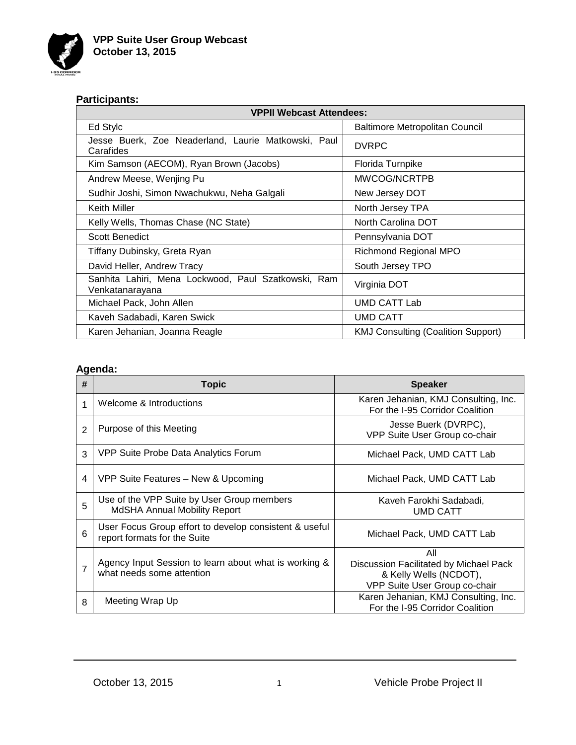**VPP Suite User Group Webcast**
**October 13, 2015**

## Participants:

| VPPII Webcast Attendees: | |
|---|---|
| Ed Stylc | Baltimore Metropolitan Council |
| Jesse Buerk, Zoe Neaderland, Laurie Matkowski, Paul Carafides | DVRPC |
| Kim Samson (AECOM), Ryan Brown (Jacobs) | Florida Turnpike |
| Andrew Meese, Wenjing Pu | MWCOG/NCRTPB |
| Sudhir Joshi, Simon Nwachukwu, Neha Galgali | New Jersey DOT |
| Keith Miller | North Jersey TPA |
| Kelly Wells, Thomas Chase (NC State) | North Carolina DOT |
| Scott Benedict | Pennsylvania DOT |
| Tiffany Dubinsky, Greta Ryan | Richmond Regional MPO |
| David Heller, Andrew Tracy | South Jersey TPO |
| Sanhita Lahiri, Mena Lockwood, Paul Szatkowski, Ram Venkatanarayana | Virginia DOT |
| Michael Pack, John Allen | UMD CATT Lab |
| Kaveh Sadabadi, Karen Swick | UMD CATT |
| Karen Jehanian, Joanna Reagle | KMJ Consulting (Coalition Support) |

## Agenda:

| # | Topic | Speaker |
|---|---|---|
| 1 | Welcome & Introductions | Karen Jehanian, KMJ Consulting, Inc. For the I-95 Corridor Coalition |
| 2 | Purpose of this Meeting | Jesse Buerk (DVRPC), VPP Suite User Group co-chair |
| 3 | VPP Suite Probe Data Analytics Forum | Michael Pack, UMD CATT Lab |
| 4 | VPP Suite Features – New & Upcoming | Michael Pack, UMD CATT Lab |
| 5 | Use of the VPP Suite by User Group members<br>MdSHA Annual Mobility Report | Kaveh Farokhi Sadabadi, UMD CATT |
| 6 | User Focus Group effort to develop consistent & useful report formats for the Suite | Michael Pack, UMD CATT Lab |
| 7 | Agency Input Session to learn about what is working & what needs some attention | All<br>Discussion Facilitated by Michael Pack & Kelly Wells (NCDOT), VPP Suite User Group co-chair |
| 8 | Meeting Wrap Up | Karen Jehanian, KMJ Consulting, Inc. For the I-95 Corridor Coalition |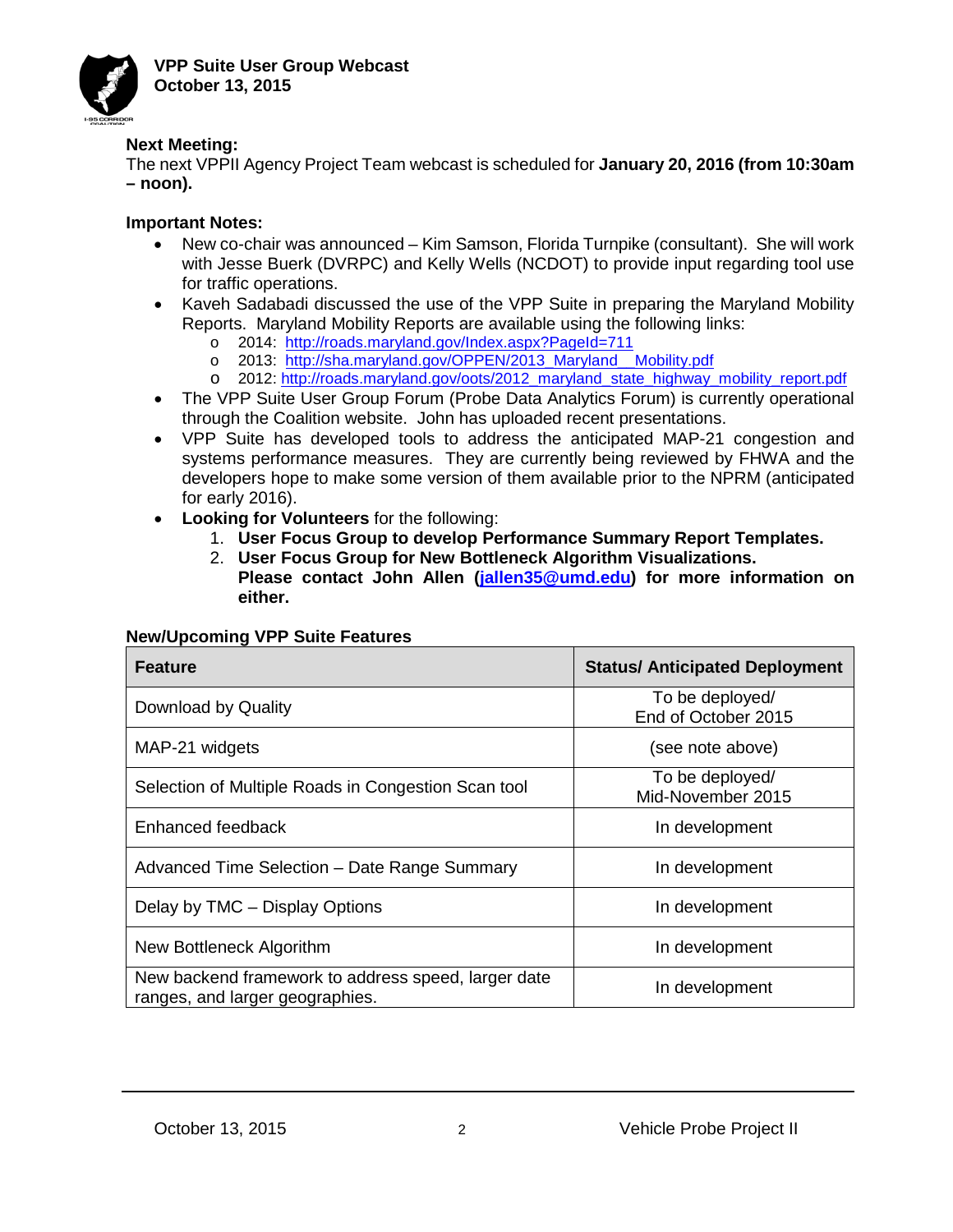**Next Meeting:**
The next VPPII Agency Project Team webcast is scheduled for **January 20, 2016 (from 10:30am – noon).**

**Important Notes:**

- New co-chair was announced – Kim Samson, Florida Turnpike (consultant). She will work with Jesse Buerk (DVRPC) and Kelly Wells (NCDOT) to provide input regarding tool use for traffic operations.
- Kaveh Sadabadi discussed the use of the VPP Suite in preparing the Maryland Mobility Reports. Maryland Mobility Reports are available using the following links:
  - 2014: http://roads.maryland.gov/Index.aspx?PageId=711
  - 2013: http://sha.maryland.gov/OPPEN/2013_Maryland__Mobility.pdf
  - 2012: http://roads.maryland.gov/oots/2012_maryland_state_highway_mobility_report.pdf
- The VPP Suite User Group Forum (Probe Data Analytics Forum) is currently operational through the Coalition website. John has uploaded recent presentations.
- VPP Suite has developed tools to address the anticipated MAP-21 congestion and systems performance measures. They are currently being reviewed by FHWA and the developers hope to make some version of them available prior to the NPRM (anticipated for early 2016).
- **Looking for Volunteers** for the following:
  1. **User Focus Group to develop Performance Summary Report Templates.**
  2. **User Focus Group for New Bottleneck Algorithm Visualizations.**
     **Please contact John Allen (jallen35@umd.edu) for more information on either.**

**New/Upcoming VPP Suite Features**

| Feature | Status/ Anticipated Deployment |
|---|---|
| Download by Quality | To be deployed/ End of October 2015 |
| MAP-21 widgets | (see note above) |
| Selection of Multiple Roads in Congestion Scan tool | To be deployed/ Mid-November 2015 |
| Enhanced feedback | In development |
| Advanced Time Selection – Date Range Summary | In development |
| Delay by TMC – Display Options | In development |
| New Bottleneck Algorithm | In development |
| New backend framework to address speed, larger date ranges, and larger geographies. | In development |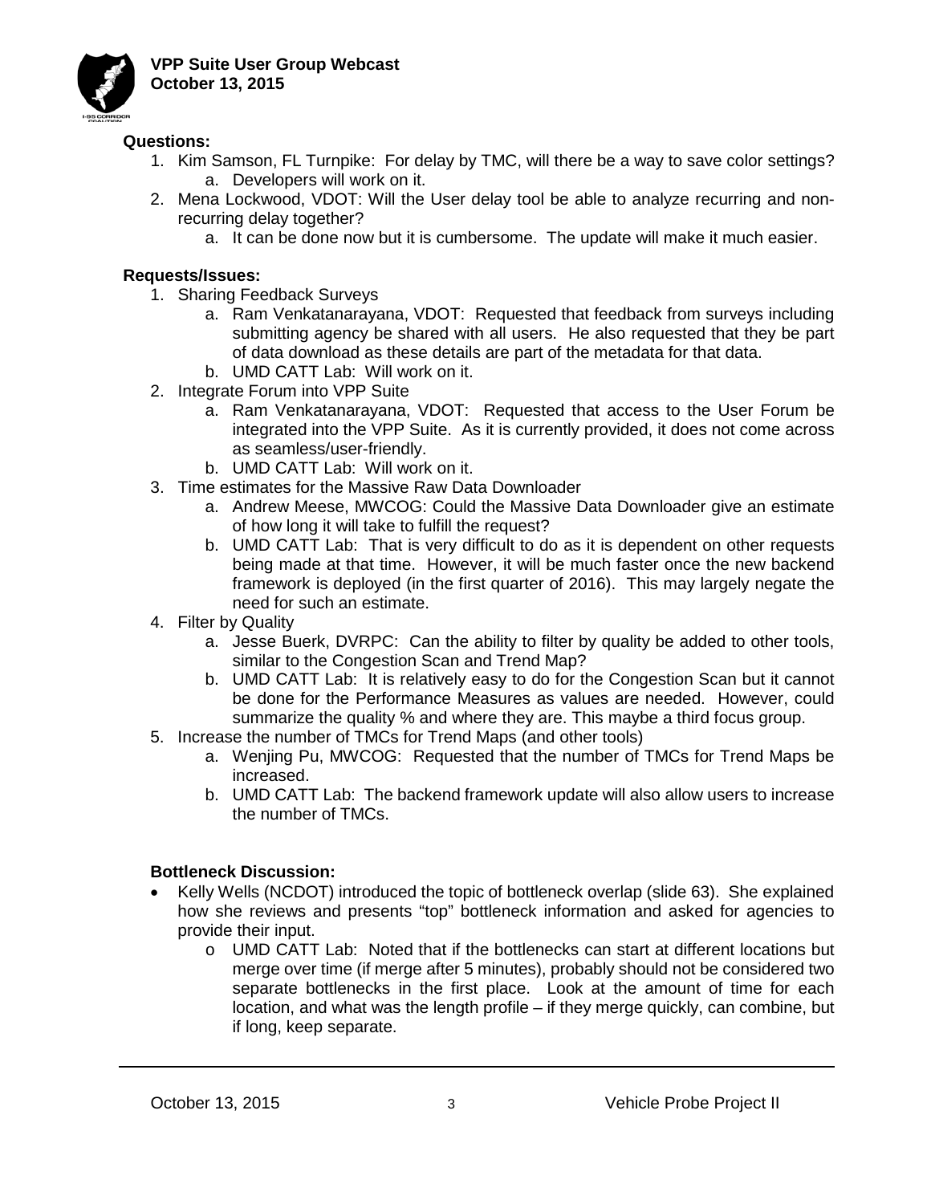**Questions:**

1. Kim Samson, FL Turnpike: For delay by TMC, will there be a way to save color settings?
    a. Developers will work on it.
2. Mena Lockwood, VDOT: Will the User delay tool be able to analyze recurring and non-recurring delay together?
    a. It can be done now but it is cumbersome. The update will make it much easier.

**Requests/Issues:**

1. Sharing Feedback Surveys
    a. Ram Venkatanarayana, VDOT: Requested that feedback from surveys including submitting agency be shared with all users. He also requested that they be part of data download as these details are part of the metadata for that data.
    b. UMD CATT Lab: Will work on it.
2. Integrate Forum into VPP Suite
    a. Ram Venkatanarayana, VDOT: Requested that access to the User Forum be integrated into the VPP Suite. As it is currently provided, it does not come across as seamless/user-friendly.
    b. UMD CATT Lab: Will work on it.
3. Time estimates for the Massive Raw Data Downloader
    a. Andrew Meese, MWCOG: Could the Massive Data Downloader give an estimate of how long it will take to fulfill the request?
    b. UMD CATT Lab: That is very difficult to do as it is dependent on other requests being made at that time. However, it will be much faster once the new backend framework is deployed (in the first quarter of 2016). This may largely negate the need for such an estimate.
4. Filter by Quality
    a. Jesse Buerk, DVRPC: Can the ability to filter by quality be added to other tools, similar to the Congestion Scan and Trend Map?
    b. UMD CATT Lab: It is relatively easy to do for the Congestion Scan but it cannot be done for the Performance Measures as values are needed. However, could summarize the quality % and where they are. This maybe a third focus group.
5. Increase the number of TMCs for Trend Maps (and other tools)
    a. Wenjing Pu, MWCOG: Requested that the number of TMCs for Trend Maps be increased.
    b. UMD CATT Lab: The backend framework update will also allow users to increase the number of TMCs.

**Bottleneck Discussion:**

- Kelly Wells (NCDOT) introduced the topic of bottleneck overlap (slide 63). She explained how she reviews and presents "top" bottleneck information and asked for agencies to provide their input.
    - UMD CATT Lab: Noted that if the bottlenecks can start at different locations but merge over time (if merge after 5 minutes), probably should not be considered two separate bottlenecks in the first place. Look at the amount of time for each location, and what was the length profile – if they merge quickly, can combine, but if long, keep separate.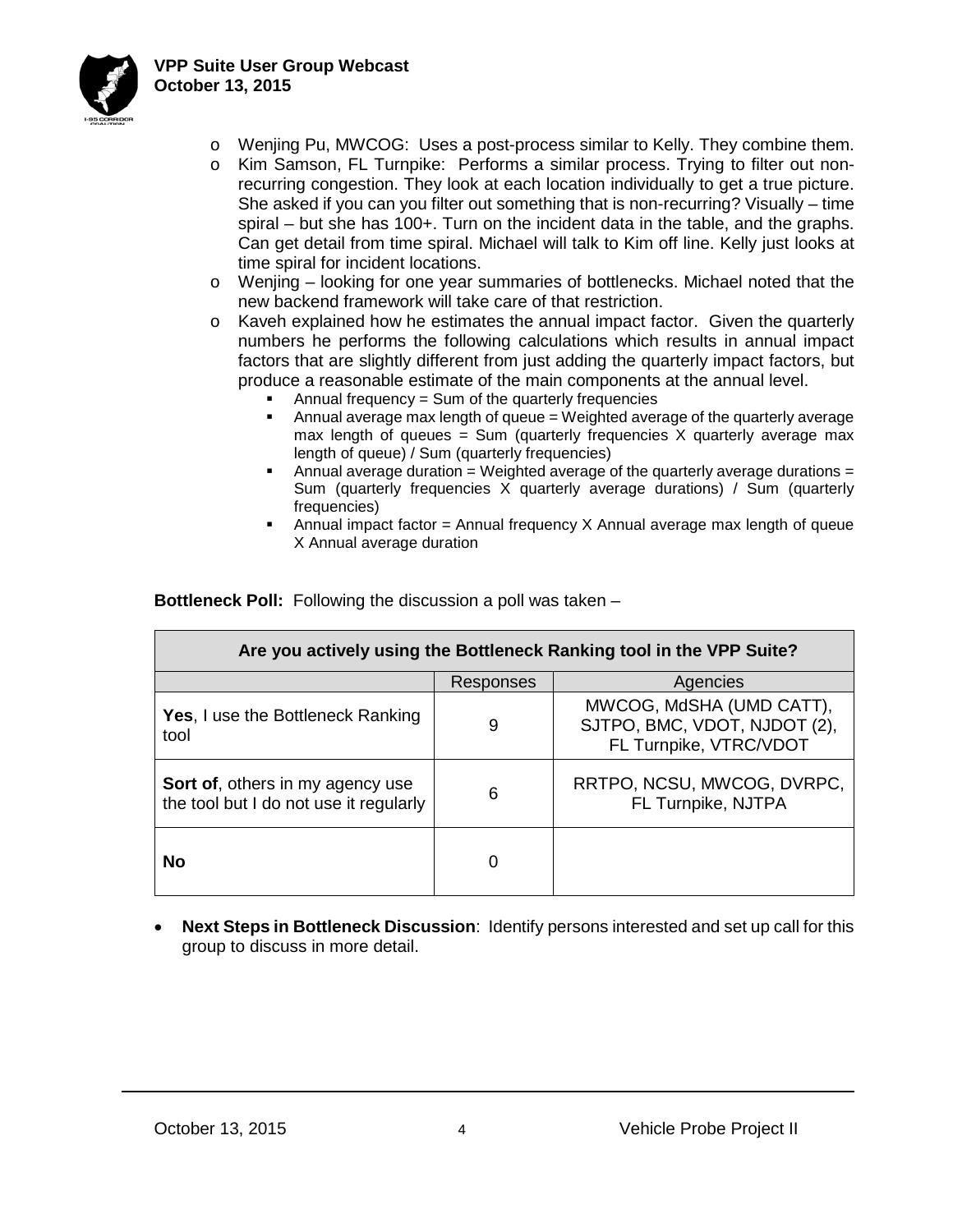- Wenjing Pu, MWCOG: Uses a post-process similar to Kelly. They combine them.
- Kim Samson, FL Turnpike: Performs a similar process. Trying to filter out non-recurring congestion. They look at each location individually to get a true picture. She asked if you can you filter out something that is non-recurring? Visually – time spiral – but she has 100+. Turn on the incident data in the table, and the graphs. Can get detail from time spiral. Michael will talk to Kim off line. Kelly just looks at time spiral for incident locations.
- Wenjing – looking for one year summaries of bottlenecks. Michael noted that the new backend framework will take care of that restriction.
- Kaveh explained how he estimates the annual impact factor. Given the quarterly numbers he performs the following calculations which results in annual impact factors that are slightly different from just adding the quarterly impact factors, but produce a reasonable estimate of the main components at the annual level.
  - Annual frequency = Sum of the quarterly frequencies
  - Annual average max length of queue = Weighted average of the quarterly average max length of queues = Sum (quarterly frequencies X quarterly average max length of queue) / Sum (quarterly frequencies)
  - Annual average duration = Weighted average of the quarterly average durations = Sum (quarterly frequencies X quarterly average durations) / Sum (quarterly frequencies)
  - Annual impact factor = Annual frequency X Annual average max length of queue X Annual average duration

**Bottleneck Poll:** Following the discussion a poll was taken –

| Are you actively using the Bottleneck Ranking tool in the VPP Suite? | | |
|---|---|---|
| | Responses | Agencies |
| **Yes**, I use the Bottleneck Ranking tool | 9 | MWCOG, MdSHA (UMD CATT), SJTPO, BMC, VDOT, NJDOT (2), FL Turnpike, VTRC/VDOT |
| **Sort of**, others in my agency use the tool but I do not use it regularly | 6 | RRTPO, NCSU, MWCOG, DVRPC, FL Turnpike, NJTPA |
| **No** | 0 | |

- **Next Steps in Bottleneck Discussion**: Identify persons interested and set up call for this group to discuss in more detail.